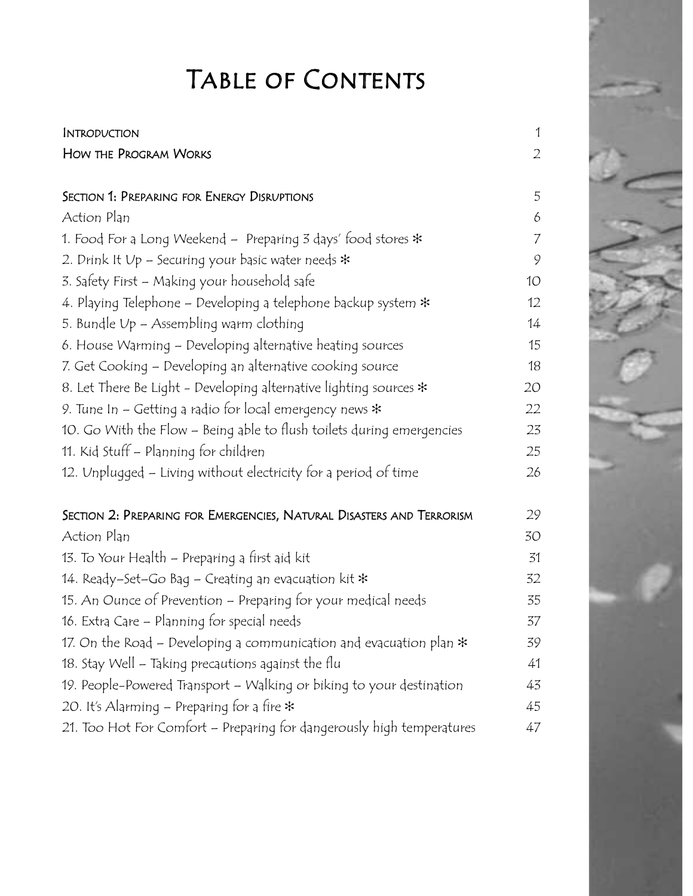# Table of Contents

| | |
|---|---|
| INTRODUCTION | 1 |
| HOW THE PROGRAM WORKS | 2 |
| | |
| SECTION 1: PREPARING FOR ENERGY DISRUPTIONS | 5 |
| Action Plan | 6 |
| 1. Food For a Long Weekend – Preparing 3 days' food stores ✻ | 7 |
| 2. Drink It Up – Securing your basic water needs ✻ | 9 |
| 3. Safety First – Making your household safe | 10 |
| 4. Playing Telephone – Developing a telephone backup system ✻ | 12 |
| 5. Bundle Up – Assembling warm clothing | 14 |
| 6. House Warming – Developing alternative heating sources | 15 |
| 7. Get Cooking – Developing an alternative cooking source | 18 |
| 8. Let There Be Light - Developing alternative lighting sources ✻ | 20 |
| 9. Tune In – Getting a radio for local emergency news ✻ | 22 |
| 10. Go With the Flow – Being able to flush toilets during emergencies | 23 |
| 11. Kid Stuff – Planning for children | 25 |
| 12. Unplugged – Living without electricity for a period of time | 26 |
| | |
| SECTION 2: PREPARING FOR EMERGENCIES, NATURAL DISASTERS AND TERRORISM | 29 |
| Action Plan | 30 |
| 13. To Your Health – Preparing a first aid kit | 31 |
| 14. Ready–Set–Go Bag – Creating an evacuation kit ✻ | 32 |
| 15. An Ounce of Prevention – Preparing for your medical needs | 35 |
| 16. Extra Care – Planning for special needs | 37 |
| 17. On the Road – Developing a communication and evacuation plan ✻ | 39 |
| 18. Stay Well – Taking precautions against the flu | 41 |
| 19. People-Powered Transport – Walking or biking to your destination | 43 |
| 20. It's Alarming – Preparing for a fire ✻ | 45 |
| 21. Too Hot For Comfort – Preparing for dangerously high temperatures | 47 |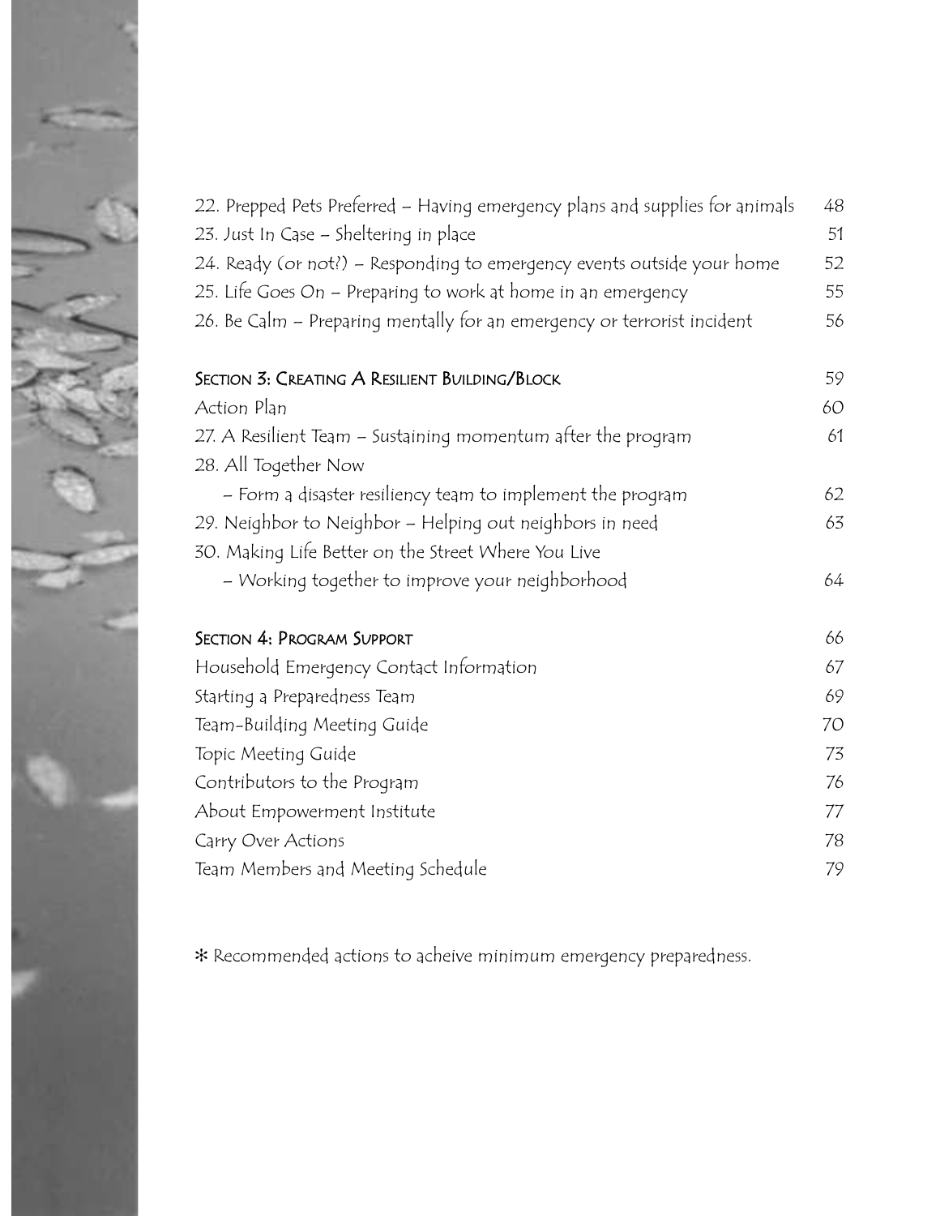22. Prepped Pets Preferred – Having emergency plans and supplies for animals 48
23. Just In Case – Sheltering in place 51
24. Ready (or not?) – Responding to emergency events outside your home 52
25. Life Goes On – Preparing to work at home in an emergency 55
26. Be Calm – Preparing mentally for an emergency or terrorist incident 56

## SECTION 3: CREATING A RESILIENT BUILDING/BLOCK 59

Action Plan 60

27. A Resilient Team – Sustaining momentum after the program 61
28. All Together Now
    – Form a disaster resiliency team to implement the program 62
29. Neighbor to Neighbor – Helping out neighbors in need 63
30. Making Life Better on the Street Where You Live
    – Working together to improve your neighborhood 64

## SECTION 4: PROGRAM SUPPORT 66

Household Emergency Contact Information 67
Starting a Preparedness Team 69
Team-Building Meeting Guide 70
Topic Meeting Guide 73
Contributors to the Program 76
About Empowerment Institute 77
Carry Over Actions 78
Team Members and Meeting Schedule 79

✻ Recommended actions to acheive minimum emergency preparedness.